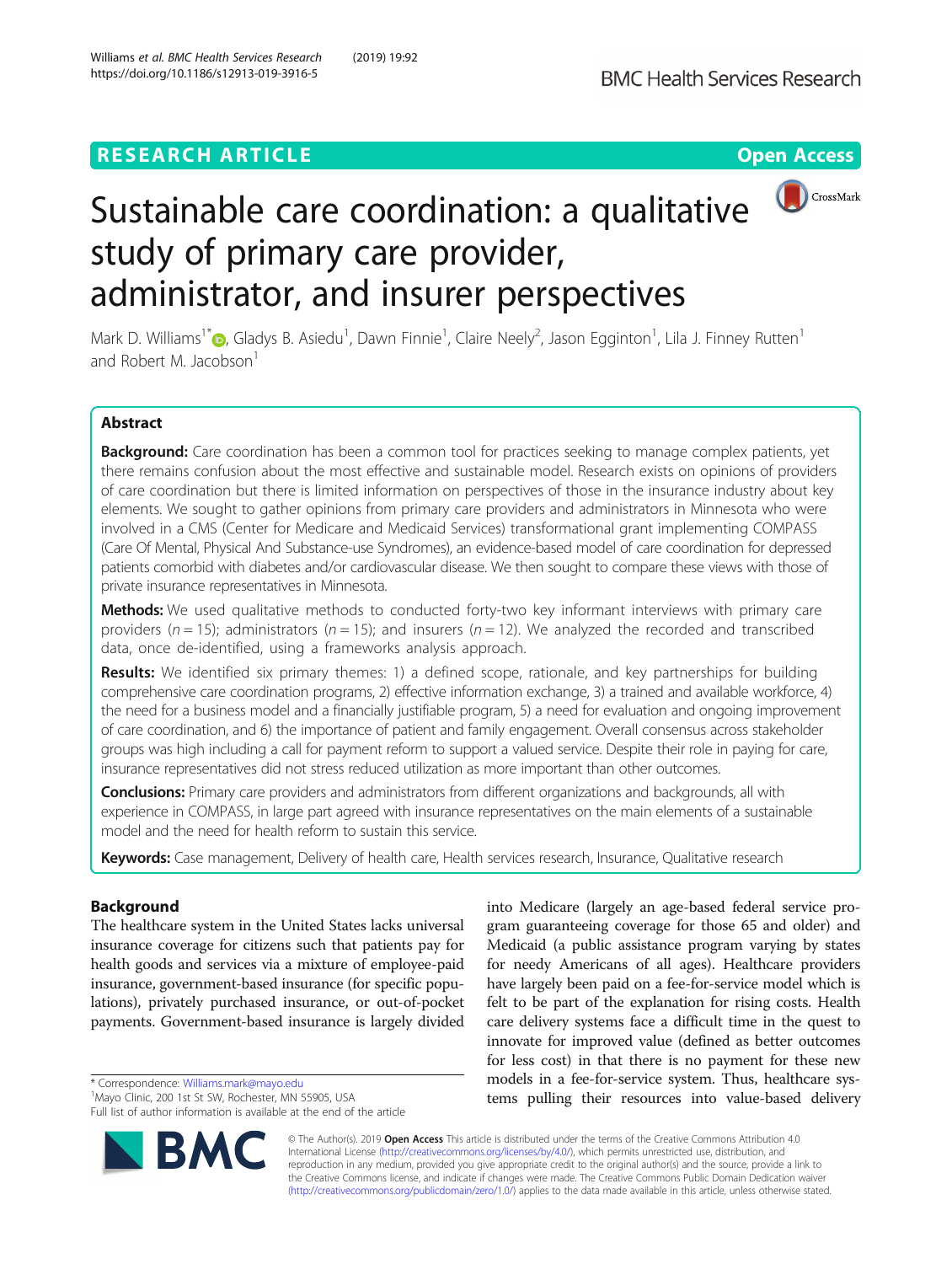# Sustainable care coordination: a qualitative study of primary care provider, administrator, and insurer perspectives

Mark D. Williams[1*], Gladys B. Asiedu[1], Dawn Finnie[1], Claire Neely[2], Jason Egginton[1], Lila J. Finney Rutten[1] and Robert M. Jacobson[1]

## Abstract

**Background:** Care coordination has been a common tool for practices seeking to manage complex patients, yet there remains confusion about the most effective and sustainable model. Research exists on opinions of providers of care coordination but there is limited information on perspectives of those in the insurance industry about key elements. We sought to gather opinions from primary care providers and administrators in Minnesota who were involved in a CMS (Center for Medicare and Medicaid Services) transformational grant implementing COMPASS (Care Of Mental, Physical And Substance-use Syndromes), an evidence-based model of care coordination for depressed patients comorbid with diabetes and/or cardiovascular disease. We then sought to compare these views with those of private insurance representatives in Minnesota.

**Methods:** We used qualitative methods to conducted forty-two key informant interviews with primary care providers ($n = 15$); administrators ($n = 15$); and insurers ($n = 12$). We analyzed the recorded and transcribed data, once de-identified, using a frameworks analysis approach.

**Results:** We identified six primary themes: 1) a defined scope, rationale, and key partnerships for building comprehensive care coordination programs, 2) effective information exchange, 3) a trained and available workforce, 4) the need for a business model and a financially justifiable program, 5) a need for evaluation and ongoing improvement of care coordination, and 6) the importance of patient and family engagement. Overall consensus across stakeholder groups was high including a call for payment reform to support a valued service. Despite their role in paying for care, insurance representatives did not stress reduced utilization as more important than other outcomes.

**Conclusions:** Primary care providers and administrators from different organizations and backgrounds, all with experience in COMPASS, in large part agreed with insurance representatives on the main elements of a sustainable model and the need for health reform to sustain this service.

**Keywords:** Case management, Delivery of health care, Health services research, Insurance, Qualitative research

## Background

The healthcare system in the United States lacks universal insurance coverage for citizens such that patients pay for health goods and services via a mixture of employee-paid insurance, government-based insurance (for specific populations), privately purchased insurance, or out-of-pocket payments. Government-based insurance is largely divided into Medicare (largely an age-based federal service program guaranteeing coverage for those 65 and older) and Medicaid (a public assistance program varying by states for needy Americans of all ages). Healthcare providers have largely been paid on a fee-for-service model which is felt to be part of the explanation for rising costs. Health care delivery systems face a difficult time in the quest to innovate for improved value (defined as better outcomes for less cost) in that there is no payment for these new models in a fee-for-service system. Thus, healthcare systems pulling their resources into value-based delivery

\* Correspondence: Williams.mark@mayo.edu
[1]Mayo Clinic, 200 1st St SW, Rochester, MN 55905, USA
Full list of author information is available at the end of the article

© The Author(s). 2019 **Open Access** This article is distributed under the terms of the Creative Commons Attribution 4.0 International License (http://creativecommons.org/licenses/by/4.0/), which permits unrestricted use, distribution, and reproduction in any medium, provided you give appropriate credit to the original author(s) and the source, provide a link to the Creative Commons license, and indicate if changes were made. The Creative Commons Public Domain Dedication waiver (http://creativecommons.org/publicdomain/zero/1.0/) applies to the data made available in this article, unless otherwise stated.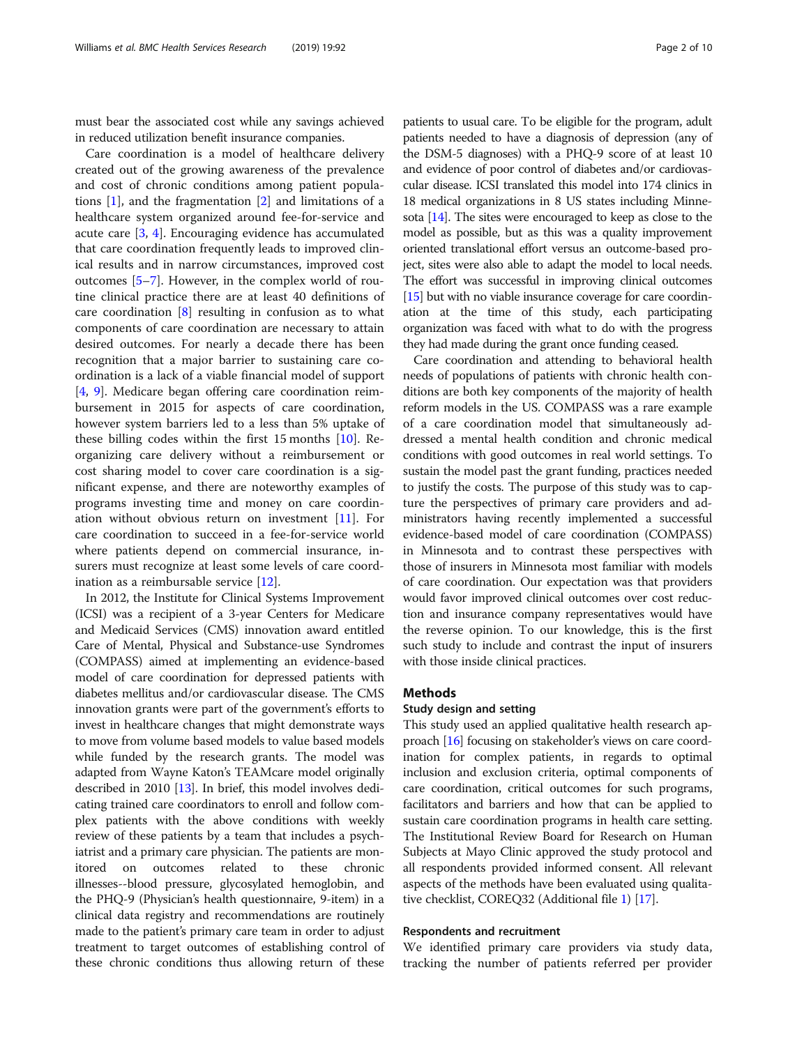must bear the associated cost while any savings achieved in reduced utilization benefit insurance companies.

Care coordination is a model of healthcare delivery created out of the growing awareness of the prevalence and cost of chronic conditions among patient populations [1], and the fragmentation [2] and limitations of a healthcare system organized around fee-for-service and acute care [3, 4]. Encouraging evidence has accumulated that care coordination frequently leads to improved clinical results and in narrow circumstances, improved cost outcomes [5–7]. However, in the complex world of routine clinical practice there are at least 40 definitions of care coordination [8] resulting in confusion as to what components of care coordination are necessary to attain desired outcomes. For nearly a decade there has been recognition that a major barrier to sustaining care coordination is a lack of a viable financial model of support [4, 9]. Medicare began offering care coordination reimbursement in 2015 for aspects of care coordination, however system barriers led to a less than 5% uptake of these billing codes within the first 15 months [10]. Reorganizing care delivery without a reimbursement or cost sharing model to cover care coordination is a significant expense, and there are noteworthy examples of programs investing time and money on care coordination without obvious return on investment [11]. For care coordination to succeed in a fee-for-service world where patients depend on commercial insurance, insurers must recognize at least some levels of care coordination as a reimbursable service [12].

In 2012, the Institute for Clinical Systems Improvement (ICSI) was a recipient of a 3-year Centers for Medicare and Medicaid Services (CMS) innovation award entitled Care of Mental, Physical and Substance-use Syndromes (COMPASS) aimed at implementing an evidence-based model of care coordination for depressed patients with diabetes mellitus and/or cardiovascular disease. The CMS innovation grants were part of the government's efforts to invest in healthcare changes that might demonstrate ways to move from volume based models to value based models while funded by the research grants. The model was adapted from Wayne Katon's TEAMcare model originally described in 2010 [13]. In brief, this model involves dedicating trained care coordinators to enroll and follow complex patients with the above conditions with weekly review of these patients by a team that includes a psychiatrist and a primary care physician. The patients are monitored on outcomes related to these chronic illnesses--blood pressure, glycosylated hemoglobin, and the PHQ-9 (Physician's health questionnaire, 9-item) in a clinical data registry and recommendations are routinely made to the patient's primary care team in order to adjust treatment to target outcomes of establishing control of these chronic conditions thus allowing return of these patients to usual care. To be eligible for the program, adult patients needed to have a diagnosis of depression (any of the DSM-5 diagnoses) with a PHQ-9 score of at least 10 and evidence of poor control of diabetes and/or cardiovascular disease. ICSI translated this model into 174 clinics in 18 medical organizations in 8 US states including Minnesota [14]. The sites were encouraged to keep as close to the model as possible, but as this was a quality improvement oriented translational effort versus an outcome-based project, sites were also able to adapt the model to local needs. The effort was successful in improving clinical outcomes [15] but with no viable insurance coverage for care coordination at the time of this study, each participating organization was faced with what to do with the progress they had made during the grant once funding ceased.

Care coordination and attending to behavioral health needs of populations of patients with chronic health conditions are both key components of the majority of health reform models in the US. COMPASS was a rare example of a care coordination model that simultaneously addressed a mental health condition and chronic medical conditions with good outcomes in real world settings. To sustain the model past the grant funding, practices needed to justify the costs. The purpose of this study was to capture the perspectives of primary care providers and administrators having recently implemented a successful evidence-based model of care coordination (COMPASS) in Minnesota and to contrast these perspectives with those of insurers in Minnesota most familiar with models of care coordination. Our expectation was that providers would favor improved clinical outcomes over cost reduction and insurance company representatives would have the reverse opinion. To our knowledge, this is the first such study to include and contrast the input of insurers with those inside clinical practices.

## Methods

### Study design and setting

This study used an applied qualitative health research approach [16] focusing on stakeholder's views on care coordination for complex patients, in regards to optimal inclusion and exclusion criteria, optimal components of care coordination, critical outcomes for such programs, facilitators and barriers and how that can be applied to sustain care coordination programs in health care setting. The Institutional Review Board for Research on Human Subjects at Mayo Clinic approved the study protocol and all respondents provided informed consent. All relevant aspects of the methods have been evaluated using qualitative checklist, COREQ32 (Additional file 1) [17].

### Respondents and recruitment

We identified primary care providers via study data, tracking the number of patients referred per provider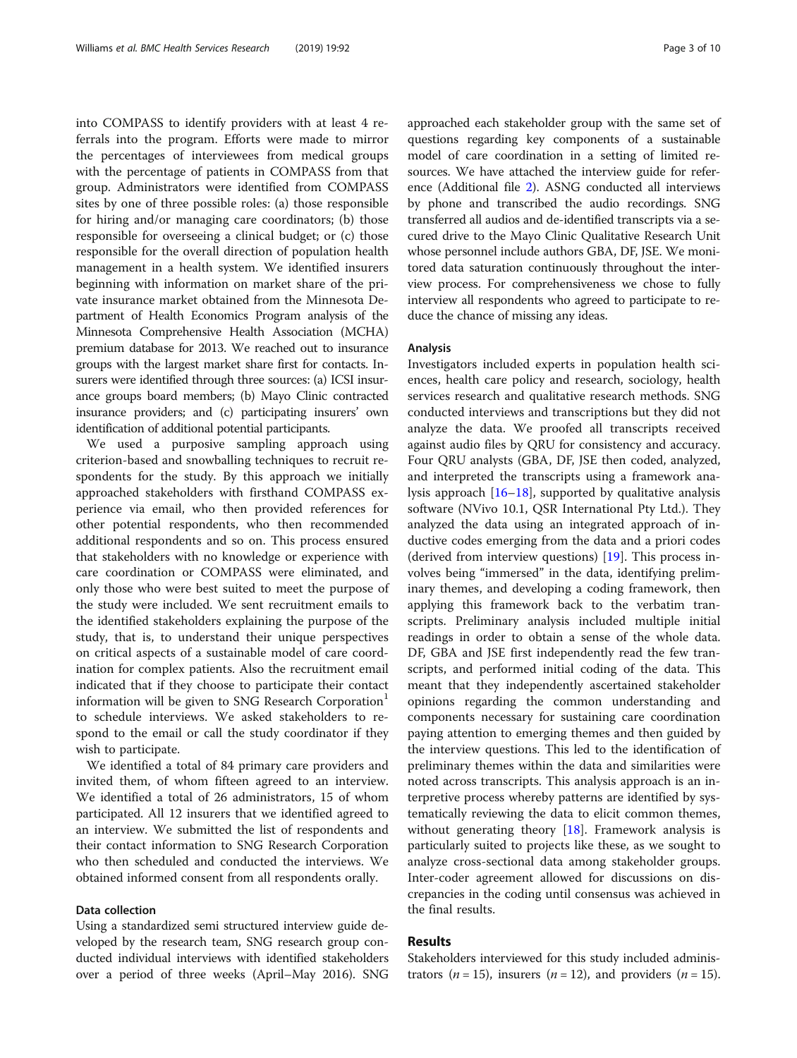into COMPASS to identify providers with at least 4 referrals into the program. Efforts were made to mirror the percentages of interviewees from medical groups with the percentage of patients in COMPASS from that group. Administrators were identified from COMPASS sites by one of three possible roles: (a) those responsible for hiring and/or managing care coordinators; (b) those responsible for overseeing a clinical budget; or (c) those responsible for the overall direction of population health management in a health system. We identified insurers beginning with information on market share of the private insurance market obtained from the Minnesota Department of Health Economics Program analysis of the Minnesota Comprehensive Health Association (MCHA) premium database for 2013. We reached out to insurance groups with the largest market share first for contacts. Insurers were identified through three sources: (a) ICSI insurance groups board members; (b) Mayo Clinic contracted insurance providers; and (c) participating insurers' own identification of additional potential participants.

We used a purposive sampling approach using criterion-based and snowballing techniques to recruit respondents for the study. By this approach we initially approached stakeholders with firsthand COMPASS experience via email, who then provided references for other potential respondents, who then recommended additional respondents and so on. This process ensured that stakeholders with no knowledge or experience with care coordination or COMPASS were eliminated, and only those who were best suited to meet the purpose of the study were included. We sent recruitment emails to the identified stakeholders explaining the purpose of the study, that is, to understand their unique perspectives on critical aspects of a sustainable model of care coordination for complex patients. Also the recruitment email indicated that if they choose to participate their contact information will be given to SNG Research Corporation[1] to schedule interviews. We asked stakeholders to respond to the email or call the study coordinator if they wish to participate.

We identified a total of 84 primary care providers and invited them, of whom fifteen agreed to an interview. We identified a total of 26 administrators, 15 of whom participated. All 12 insurers that we identified agreed to an interview. We submitted the list of respondents and their contact information to SNG Research Corporation who then scheduled and conducted the interviews. We obtained informed consent from all respondents orally.

### Data collection

Using a standardized semi structured interview guide developed by the research team, SNG research group conducted individual interviews with identified stakeholders over a period of three weeks (April–May 2016). SNG approached each stakeholder group with the same set of questions regarding key components of a sustainable model of care coordination in a setting of limited resources. We have attached the interview guide for reference (Additional file 2). ASNG conducted all interviews by phone and transcribed the audio recordings. SNG transferred all audios and de-identified transcripts via a secured drive to the Mayo Clinic Qualitative Research Unit whose personnel include authors GBA, DF, JSE. We monitored data saturation continuously throughout the interview process. For comprehensiveness we chose to fully interview all respondents who agreed to participate to reduce the chance of missing any ideas.

### Analysis

Investigators included experts in population health sciences, health care policy and research, sociology, health services research and qualitative research methods. SNG conducted interviews and transcriptions but they did not analyze the data. We proofed all transcripts received against audio files by QRU for consistency and accuracy. Four QRU analysts (GBA, DF, JSE then coded, analyzed, and interpreted the transcripts using a framework analysis approach [16–18], supported by qualitative analysis software (NVivo 10.1, QSR International Pty Ltd.). They analyzed the data using an integrated approach of inductive codes emerging from the data and a priori codes (derived from interview questions) [19]. This process involves being "immersed" in the data, identifying preliminary themes, and developing a coding framework, then applying this framework back to the verbatim transcripts. Preliminary analysis included multiple initial readings in order to obtain a sense of the whole data. DF, GBA and JSE first independently read the few transcripts, and performed initial coding of the data. This meant that they independently ascertained stakeholder opinions regarding the common understanding and components necessary for sustaining care coordination paying attention to emerging themes and then guided by the interview questions. This led to the identification of preliminary themes within the data and similarities were noted across transcripts. This analysis approach is an interpretive process whereby patterns are identified by systematically reviewing the data to elicit common themes, without generating theory [18]. Framework analysis is particularly suited to projects like these, as we sought to analyze cross-sectional data among stakeholder groups. Inter-coder agreement allowed for discussions on discrepancies in the coding until consensus was achieved in the final results.

## Results

Stakeholders interviewed for this study included administrators ($n = 15$), insurers ($n = 12$), and providers ($n = 15$).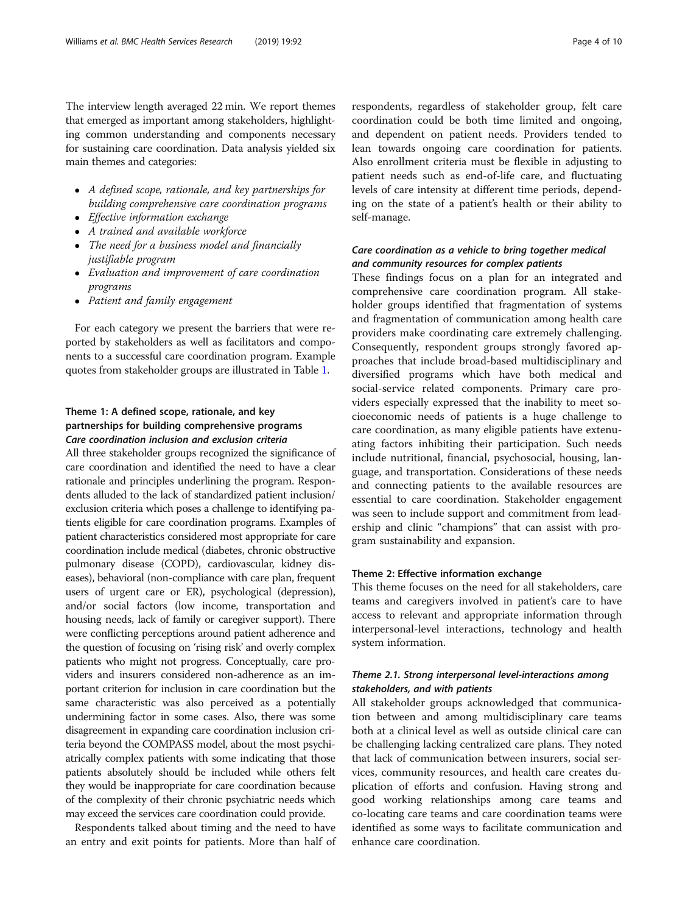The interview length averaged 22 min. We report themes that emerged as important among stakeholders, highlighting common understanding and components necessary for sustaining care coordination. Data analysis yielded six main themes and categories:

- *A defined scope, rationale, and key partnerships for building comprehensive care coordination programs*
- *Effective information exchange*
- *A trained and available workforce*
- *The need for a business model and financially justifiable program*
- *Evaluation and improvement of care coordination programs*
- *Patient and family engagement*

For each category we present the barriers that were reported by stakeholders as well as facilitators and components to a successful care coordination program. Example quotes from stakeholder groups are illustrated in Table 1.

## Theme 1: A defined scope, rationale, and key partnerships for building comprehensive programs

### *Care coordination inclusion and exclusion criteria*

All three stakeholder groups recognized the significance of care coordination and identified the need to have a clear rationale and principles underlining the program. Respondents alluded to the lack of standardized patient inclusion/exclusion criteria which poses a challenge to identifying patients eligible for care coordination programs. Examples of patient characteristics considered most appropriate for care coordination include medical (diabetes, chronic obstructive pulmonary disease (COPD), cardiovascular, kidney diseases), behavioral (non-compliance with care plan, frequent users of urgent care or ER), psychological (depression), and/or social factors (low income, transportation and housing needs, lack of family or caregiver support). There were conflicting perceptions around patient adherence and the question of focusing on 'rising risk' and overly complex patients who might not progress. Conceptually, care providers and insurers considered non-adherence as an important criterion for inclusion in care coordination but the same characteristic was also perceived as a potentially undermining factor in some cases. Also, there was some disagreement in expanding care coordination inclusion criteria beyond the COMPASS model, about the most psychiatrically complex patients with some indicating that those patients absolutely should be included while others felt they would be inappropriate for care coordination because of the complexity of their chronic psychiatric needs which may exceed the services care coordination could provide.

Respondents talked about timing and the need to have an entry and exit points for patients. More than half of respondents, regardless of stakeholder group, felt care coordination could be both time limited and ongoing, and dependent on patient needs. Providers tended to lean towards ongoing care coordination for patients. Also enrollment criteria must be flexible in adjusting to patient needs such as end-of-life care, and fluctuating levels of care intensity at different time periods, depending on the state of a patient's health or their ability to self-manage.

### *Care coordination as a vehicle to bring together medical and community resources for complex patients*

These findings focus on a plan for an integrated and comprehensive care coordination program. All stakeholder groups identified that fragmentation of systems and fragmentation of communication among health care providers make coordinating care extremely challenging. Consequently, respondent groups strongly favored approaches that include broad-based multidisciplinary and diversified programs which have both medical and social-service related components. Primary care providers especially expressed that the inability to meet socioeconomic needs of patients is a huge challenge to care coordination, as many eligible patients have extenuating factors inhibiting their participation. Such needs include nutritional, financial, psychosocial, housing, language, and transportation. Considerations of these needs and connecting patients to the available resources are essential to care coordination. Stakeholder engagement was seen to include support and commitment from leadership and clinic "champions" that can assist with program sustainability and expansion.

## Theme 2: Effective information exchange

This theme focuses on the need for all stakeholders, care teams and caregivers involved in patient's care to have access to relevant and appropriate information through interpersonal-level interactions, technology and health system information.

### *Theme 2.1. Strong interpersonal level-interactions among stakeholders, and with patients*

All stakeholder groups acknowledged that communication between and among multidisciplinary care teams both at a clinical level as well as outside clinical care can be challenging lacking centralized care plans. They noted that lack of communication between insurers, social services, community resources, and health care creates duplication of efforts and confusion. Having strong and good working relationships among care teams and co-locating care teams and care coordination teams were identified as some ways to facilitate communication and enhance care coordination.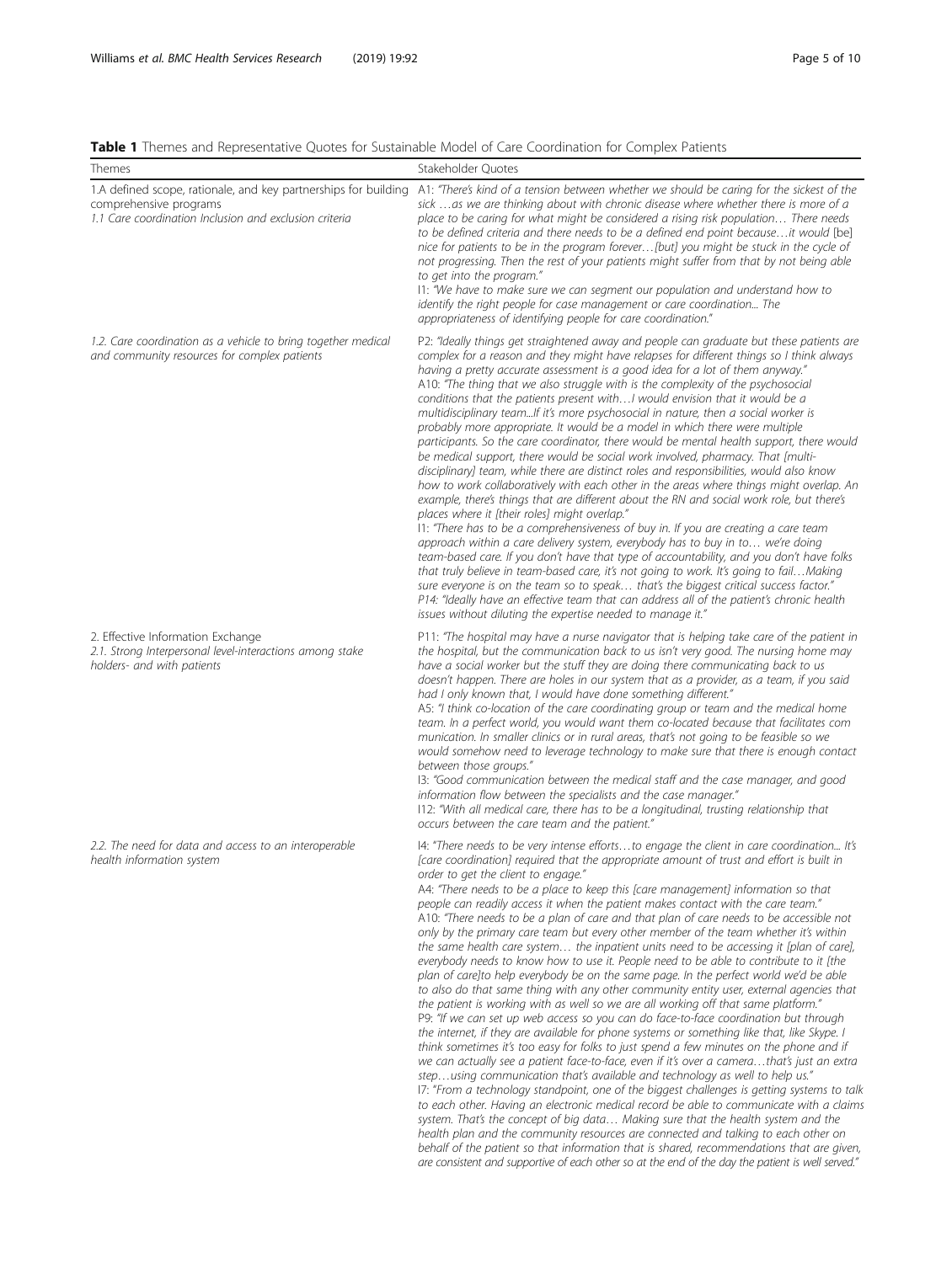**Table 1** Themes and Representative Quotes for Sustainable Model of Care Coordination for Complex Patients

| Themes | Stakeholder Quotes |
| --- | --- |
| 1.A defined scope, rationale, and key partnerships for building comprehensive programs<br>*1.1 Care coordination Inclusion and exclusion criteria* | *A1: "There's kind of a tension between whether we should be caring for the sickest of the sick …as we are thinking about with chronic disease where whether there is more of a place to be caring for what might be considered a rising risk population… There needs to be defined criteria and there needs to be a defined end point because…it would* [be] *nice for patients to be in the program forever…[but] you might be stuck in the cycle of not progressing. Then the rest of your patients might suffer from that by not being able to get into the program."*<br>*I1: "We have to make sure we can segment our population and understand how to identify the right people for case management or care coordination... The appropriateness of identifying people for care coordination."* |
| *1.2. Care coordination as a vehicle to bring together medical and community resources for complex patients* | *P2: "Ideally things get straightened away and people can graduate but these patients are complex for a reason and they might have relapses for different things so I think always having a pretty accurate assessment is a good idea for a lot of them anyway."*<br>*A10: "The thing that we also struggle with is the complexity of the psychosocial conditions that the patients present with…I would envision that it would be a multidisciplinary team...If it's more psychosocial in nature, then a social worker is probably more appropriate. It would be a model in which there were multiple participants. So the care coordinator, there would be mental health support, there would be medical support, there would be social work involved, pharmacy. That [multi-disciplinary] team, while there are distinct roles and responsibilities, would also know how to work collaboratively with each other in the areas where things might overlap. An example, there's things that are different about the RN and social work role, but there's places where it [their roles] might overlap."*<br>*I1: "There has to be a comprehensiveness of buy in. If you are creating a care team approach within a care delivery system, everybody has to buy in to… we're doing team-based care. If you don't have that type of accountability, and you don't have folks that truly believe in team-based care, it's not going to work. It's going to fail…Making sure everyone is on the team so to speak… that's the biggest critical success factor."*<br>*P14: "Ideally have an effective team that can address all of the patient's chronic health issues without diluting the expertise needed to manage it."* |
| 2. Effective Information Exchange<br>*2.1. Strong Interpersonal level-interactions among stake holders- and with patients* | *P11: "The hospital may have a nurse navigator that is helping take care of the patient in the hospital, but the communication back to us isn't very good. The nursing home may have a social worker but the stuff they are doing there communicating back to us doesn't happen. There are holes in our system that as a provider, as a team, if you said had I only known that, I would have done something different."*<br>*A5: "I think co-location of the care coordinating group or team and the medical home team. In a perfect world, you would want them co-located because that facilitates com munication. In smaller clinics or in rural areas, that's not going to be feasible so we would somehow need to leverage technology to make sure that there is enough contact between those groups."*<br>*I3: "Good communication between the medical staff and the case manager, and good information flow between the specialists and the case manager."*<br>*I12: "With all medical care, there has to be a longitudinal, trusting relationship that occurs between the care team and the patient."* |
| *2.2. The need for data and access to an interoperable health information system* | *I4: "There needs to be very intense efforts…to engage the client in care coordination... It's [care coordination] required that the appropriate amount of trust and effort is built in order to get the client to engage."*<br>*A4: "There needs to be a place to keep this [care management] information so that people can readily access it when the patient makes contact with the care team."*<br>*A10: "There needs to be a plan of care and that plan of care needs to be accessible not only by the primary care team but every other member of the team whether it's within the same health care system… the inpatient units need to be accessing it [plan of care], everybody needs to know how to use it. People need to be able to contribute to it [the plan of care]to help everybody be on the same page. In the perfect world we'd be able to also do that same thing with any other community entity user, external agencies that the patient is working with as well so we are all working off that same platform."*<br>*P9: "If we can set up web access so you can do face-to-face coordination but through the internet, if they are available for phone systems or something like that, like Skype. I think sometimes it's too easy for folks to just spend a few minutes on the phone and if we can actually see a patient face-to-face, even if it's over a camera…that's just an extra step…using communication that's available and technology as well to help us."*<br>*I7: "From a technology standpoint, one of the biggest challenges is getting systems to talk to each other. Having an electronic medical record be able to communicate with a claims system. That's the concept of big data… Making sure that the health system and the health plan and the community resources are connected and talking to each other on behalf of the patient so that information that is shared, recommendations that are given, are consistent and supportive of each other so at the end of the day the patient is well served."* |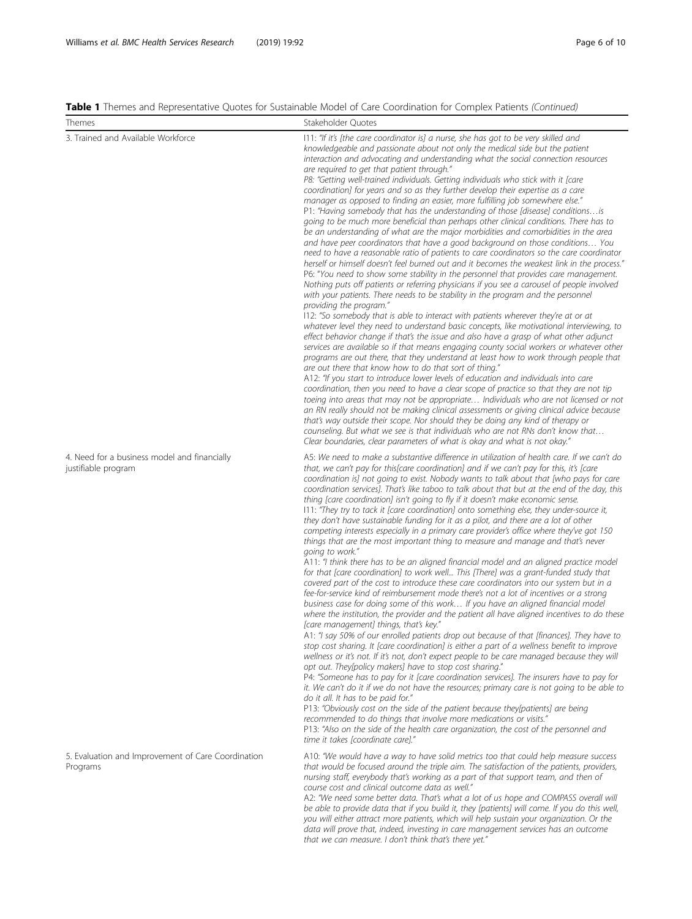**Table 1** Themes and Representative Quotes for Sustainable Model of Care Coordination for Complex Patients *(Continued)*

| Themes | Stakeholder Quotes |
|---|---|
| 3. Trained and Available Workforce | I11: *"If it's [the care coordinator is] a nurse, she has got to be very skilled and knowledgeable and passionate about not only the medical side but the patient interaction and advocating and understanding what the social connection resources are required to get that patient through."*<br>P8: *"Getting well-trained individuals. Getting individuals who stick with it [care coordination] for years and so as they further develop their expertise as a care manager as opposed to finding an easier, more fulfilling job somewhere else."*<br>P1: *"Having somebody that has the understanding of those [disease] conditions…is going to be much more beneficial than perhaps other clinical conditions. There has to be an understanding of what are the major morbidities and comorbidities in the area and have peer coordinators that have a good background on those conditions… You need to have a reasonable ratio of patients to care coordinators so the care coordinator herself or himself doesn't feel burned out and it becomes the weakest link in the process."*<br>P6: "*You need to show some stability in the personnel that provides care management. Nothing puts off patients or referring physicians if you see a carousel of people involved with your patients. There needs to be stability in the program and the personnel providing the program."*<br>I12: *"So somebody that is able to interact with patients wherever they're at or at whatever level they need to understand basic concepts, like motivational interviewing, to effect behavior change if that's the issue and also have a grasp of what other adjunct services are available so if that means engaging county social workers or whatever other programs are out there, that they understand at least how to work through people that are out there that know how to do that sort of thing."*<br>A12: *"If you start to introduce lower levels of education and individuals into care coordination, then you need to have a clear scope of practice so that they are not tip toeing into areas that may not be appropriate… Individuals who are not licensed or not an RN really should not be making clinical assessments or giving clinical advice because that's way outside their scope. Nor should they be doing any kind of therapy or counseling. But what we see is that individuals who are not RNs don't know that… Clear boundaries, clear parameters of what is okay and what is not okay."* |
| 4. Need for a business model and financially justifiable program | A5: *We need to make a substantive difference in utilization of health care. If we can't do that, we can't pay for this[care coordination] and if we can't pay for this, it's [care coordination is] not going to exist. Nobody wants to talk about that [who pays for care coordination services]. That's like taboo to talk about that but at the end of the day, this thing [care coordination] isn't going to fly if it doesn't make economic sense.*<br>I11: *"They try to tack it [care coordination] onto something else, they under-source it, they don't have sustainable funding for it as a pilot, and there are a lot of other competing interests especially in a primary care provider's office where they've got 150 things that are the most important thing to measure and manage and that's never going to work."*<br>A11: *"I think there has to be an aligned financial model and an aligned practice model for that [care coordination] to work well... This [There] was a grant-funded study that covered part of the cost to introduce these care coordinators into our system but in a fee-for-service kind of reimbursement mode there's not a lot of incentives or a strong business case for doing some of this work… If you have an aligned financial model where the institution, the provider and the patient all have aligned incentives to do these [care management] things, that's key."*<br>A1: *"I say 50% of our enrolled patients drop out because of that [finances]. They have to stop cost sharing. It [care coordination] is either a part of a wellness benefit to improve wellness or it's not. If it's not, don't expect people to be care managed because they will opt out. They[policy makers] have to stop cost sharing."*<br>P4: *"Someone has to pay for it [care coordination services]. The insurers have to pay for it. We can't do it if we do not have the resources; primary care is not going to be able to do it all. It has to be paid for."*<br>P13: *"Obviously cost on the side of the patient because they[patients] are being recommended to do things that involve more medications or visits."*<br>P13: *"Also on the side of the health care organization, the cost of the personnel and time it takes [coordinate care]."* |
| 5. Evaluation and Improvement of Care Coordination Programs | A10: *"We would have a way to have solid metrics too that could help measure success that would be focused around the triple aim. The satisfaction of the patients, providers, nursing staff, everybody that's working as a part of that support team, and then of course cost and clinical outcome data as well."*<br>A2: *"We need some better data. That's what a lot of us hope and COMPASS overall will be able to provide data that if you build it, they [patients] will come. If you do this well, you will either attract more patients, which will help sustain your organization. Or the data will prove that, indeed, investing in care management services has an outcome that we can measure. I don't think that's there yet."* |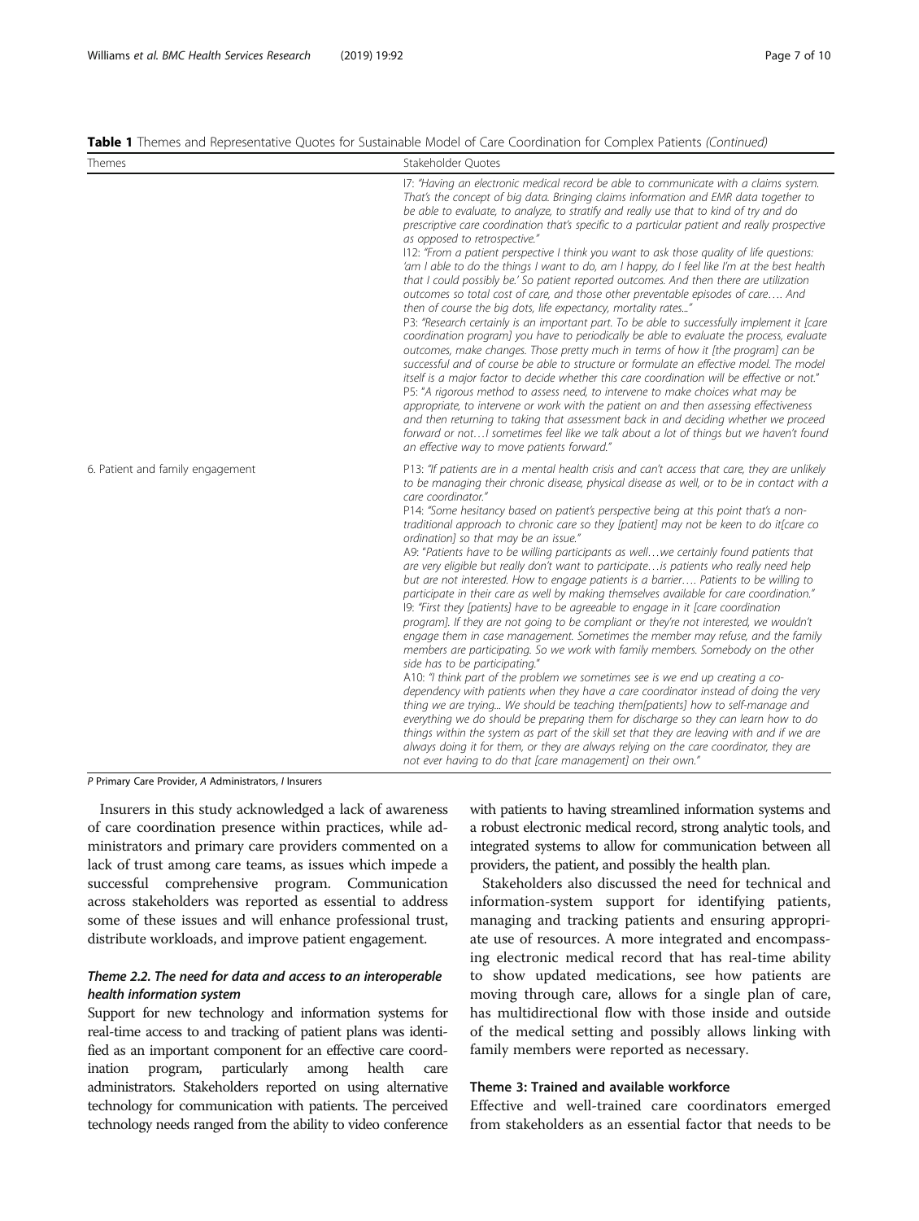**Table 1** Themes and Representative Quotes for Sustainable Model of Care Coordination for Complex Patients *(Continued)*

| Themes | Stakeholder Quotes |
| --- | --- |
| | I7: *"Having an electronic medical record be able to communicate with a claims system. That's the concept of big data. Bringing claims information and EMR data together to be able to evaluate, to analyze, to stratify and really use that to kind of try and do prescriptive care coordination that's specific to a particular patient and really prospective as opposed to retrospective."*<br>I12: *"From a patient perspective I think you want to ask those quality of life questions: 'am I able to do the things I want to do, am I happy, do I feel like I'm at the best health that I could possibly be.' So patient reported outcomes. And then there are utilization outcomes so total cost of care, and those other preventable episodes of care…. And then of course the big dots, life expectancy, mortality rates..."*<br>P3: *"Research certainly is an important part. To be able to successfully implement it [care coordination program] you have to periodically be able to evaluate the process, evaluate outcomes, make changes. Those pretty much in terms of how it [the program] can be successful and of course be able to structure or formulate an effective model. The model itself is a major factor to decide whether this care coordination will be effective or not."*<br>P5: *"A rigorous method to assess need, to intervene to make choices what may be appropriate, to intervene or work with the patient on and then assessing effectiveness and then returning to taking that assessment back in and deciding whether we proceed forward or not…I sometimes feel like we talk about a lot of things but we haven't found an effective way to move patients forward."* |
| 6. Patient and family engagement | P13: *"If patients are in a mental health crisis and can't access that care, they are unlikely to be managing their chronic disease, physical disease as well, or to be in contact with a care coordinator."*<br>P14: *"Some hesitancy based on patient's perspective being at this point that's a non-traditional approach to chronic care so they [patient] may not be keen to do it[care co ordination] so that may be an issue."*<br>A9: *"Patients have to be willing participants as well…we certainly found patients that are very eligible but really don't want to participate…is patients who really need help but are not interested. How to engage patients is a barrier…. Patients to be willing to participate in their care as well by making themselves available for care coordination."*<br>I9: *"First they [patients] have to be agreeable to engage in it [care coordination program]. If they are not going to be compliant or they're not interested, we wouldn't engage them in case management. Sometimes the member may refuse, and the family members are participating. So we work with family members. Somebody on the other side has to be participating."*<br>A10: *"I think part of the problem we sometimes see is we end up creating a co-dependency with patients when they have a care coordinator instead of doing the very thing we are trying... We should be teaching them[patients] how to self-manage and everything we do should be preparing them for discharge so they can learn how to do things within the system as part of the skill set that they are leaving with and if we are always doing it for them, or they are always relying on the care coordinator, they are not ever having to do that [care management] on their own."* |

*P* Primary Care Provider, *A* Administrators, *I* Insurers

Insurers in this study acknowledged a lack of awareness of care coordination presence within practices, while administrators and primary care providers commented on a lack of trust among care teams, as issues which impede a successful comprehensive program. Communication across stakeholders was reported as essential to address some of these issues and will enhance professional trust, distribute workloads, and improve patient engagement.

### *Theme 2.2. The need for data and access to an interoperable health information system*

Support for new technology and information systems for real-time access to and tracking of patient plans was identified as an important component for an effective care coordination program, particularly among health care administrators. Stakeholders reported on using alternative technology for communication with patients. The perceived technology needs ranged from the ability to video conference with patients to having streamlined information systems and a robust electronic medical record, strong analytic tools, and integrated systems to allow for communication between all providers, the patient, and possibly the health plan.

Stakeholders also discussed the need for technical and information-system support for identifying patients, managing and tracking patients and ensuring appropriate use of resources. A more integrated and encompassing electronic medical record that has real-time ability to show updated medications, see how patients are moving through care, allows for a single plan of care, has multidirectional flow with those inside and outside of the medical setting and possibly allows linking with family members were reported as necessary.

### Theme 3: Trained and available workforce

Effective and well-trained care coordinators emerged from stakeholders as an essential factor that needs to be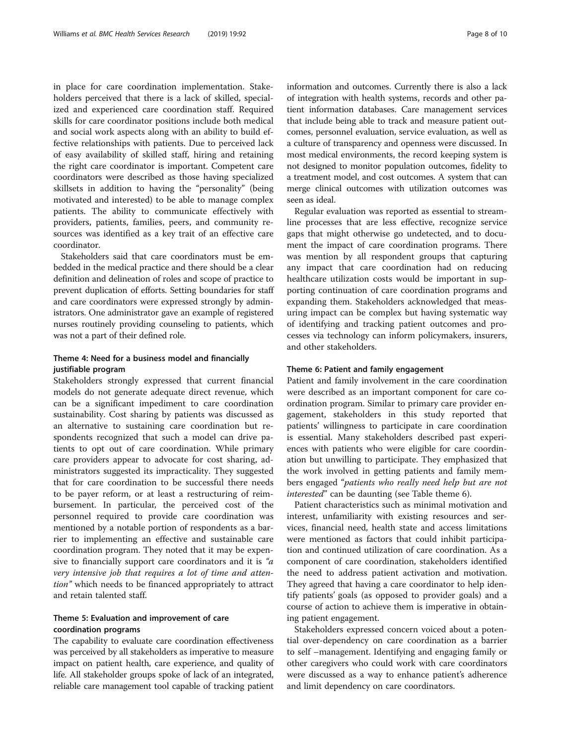in place for care coordination implementation. Stakeholders perceived that there is a lack of skilled, specialized and experienced care coordination staff. Required skills for care coordinator positions include both medical and social work aspects along with an ability to build effective relationships with patients. Due to perceived lack of easy availability of skilled staff, hiring and retaining the right care coordinator is important. Competent care coordinators were described as those having specialized skillsets in addition to having the "personality" (being motivated and interested) to be able to manage complex patients. The ability to communicate effectively with providers, patients, families, peers, and community resources was identified as a key trait of an effective care coordinator.

Stakeholders said that care coordinators must be embedded in the medical practice and there should be a clear definition and delineation of roles and scope of practice to prevent duplication of efforts. Setting boundaries for staff and care coordinators were expressed strongly by administrators. One administrator gave an example of registered nurses routinely providing counseling to patients, which was not a part of their defined role.

### Theme 4: Need for a business model and financially justifiable program

Stakeholders strongly expressed that current financial models do not generate adequate direct revenue, which can be a significant impediment to care coordination sustainability. Cost sharing by patients was discussed as an alternative to sustaining care coordination but respondents recognized that such a model can drive patients to opt out of care coordination. While primary care providers appear to advocate for cost sharing, administrators suggested its impracticality. They suggested that for care coordination to be successful there needs to be payer reform, or at least a restructuring of reimbursement. In particular, the perceived cost of the personnel required to provide care coordination was mentioned by a notable portion of respondents as a barrier to implementing an effective and sustainable care coordination program. They noted that it may be expensive to financially support care coordinators and it is *"a very intensive job that requires a lot of time and attention"* which needs to be financed appropriately to attract and retain talented staff.

### Theme 5: Evaluation and improvement of care coordination programs

The capability to evaluate care coordination effectiveness was perceived by all stakeholders as imperative to measure impact on patient health, care experience, and quality of life. All stakeholder groups spoke of lack of an integrated, reliable care management tool capable of tracking patient information and outcomes. Currently there is also a lack of integration with health systems, records and other patient information databases. Care management services that include being able to track and measure patient outcomes, personnel evaluation, service evaluation, as well as a culture of transparency and openness were discussed. In most medical environments, the record keeping system is not designed to monitor population outcomes, fidelity to a treatment model, and cost outcomes. A system that can merge clinical outcomes with utilization outcomes was seen as ideal.

Regular evaluation was reported as essential to streamline processes that are less effective, recognize service gaps that might otherwise go undetected, and to document the impact of care coordination programs. There was mention by all respondent groups that capturing any impact that care coordination had on reducing healthcare utilization costs would be important in supporting continuation of care coordination programs and expanding them. Stakeholders acknowledged that measuring impact can be complex but having systematic way of identifying and tracking patient outcomes and processes via technology can inform policymakers, insurers, and other stakeholders.

### Theme 6: Patient and family engagement

Patient and family involvement in the care coordination were described as an important component for care coordination program. Similar to primary care provider engagement, stakeholders in this study reported that patients' willingness to participate in care coordination is essential. Many stakeholders described past experiences with patients who were eligible for care coordination but unwilling to participate. They emphasized that the work involved in getting patients and family members engaged "*patients who really need help but are not interested*" can be daunting (see Table theme 6).

Patient characteristics such as minimal motivation and interest, unfamiliarity with existing resources and services, financial need, health state and access limitations were mentioned as factors that could inhibit participation and continued utilization of care coordination. As a component of care coordination, stakeholders identified the need to address patient activation and motivation. They agreed that having a care coordinator to help identify patients' goals (as opposed to provider goals) and a course of action to achieve them is imperative in obtaining patient engagement.

Stakeholders expressed concern voiced about a potential over-dependency on care coordination as a barrier to self –management. Identifying and engaging family or other caregivers who could work with care coordinators were discussed as a way to enhance patient's adherence and limit dependency on care coordinators.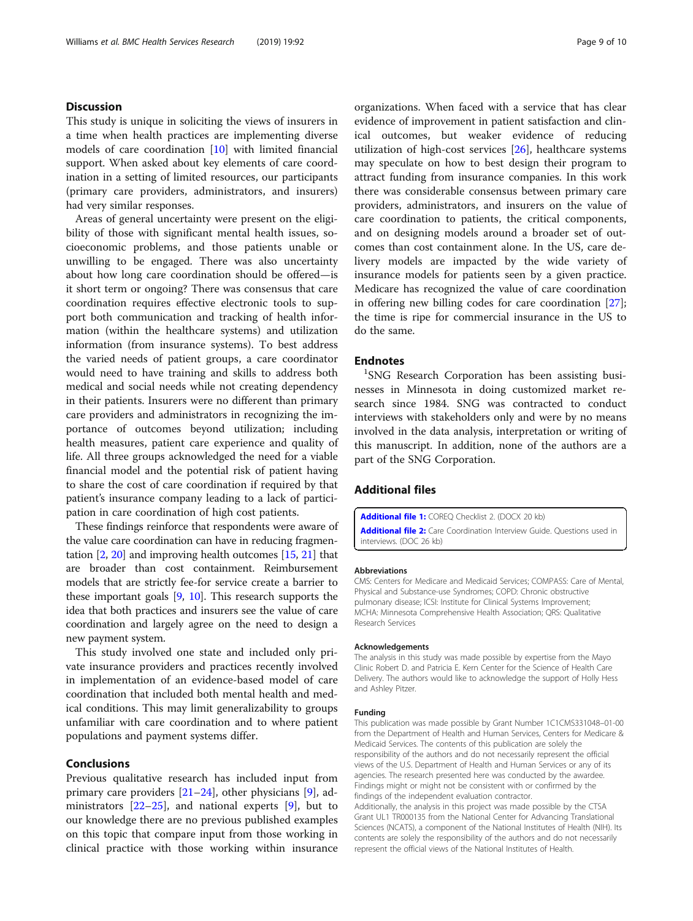## Discussion

This study is unique in soliciting the views of insurers in a time when health practices are implementing diverse models of care coordination [10] with limited financial support. When asked about key elements of care coordination in a setting of limited resources, our participants (primary care providers, administrators, and insurers) had very similar responses.

Areas of general uncertainty were present on the eligibility of those with significant mental health issues, socioeconomic problems, and those patients unable or unwilling to be engaged. There was also uncertainty about how long care coordination should be offered—is it short term or ongoing? There was consensus that care coordination requires effective electronic tools to support both communication and tracking of health information (within the healthcare systems) and utilization information (from insurance systems). To best address the varied needs of patient groups, a care coordinator would need to have training and skills to address both medical and social needs while not creating dependency in their patients. Insurers were no different than primary care providers and administrators in recognizing the importance of outcomes beyond utilization; including health measures, patient care experience and quality of life. All three groups acknowledged the need for a viable financial model and the potential risk of patient having to share the cost of care coordination if required by that patient's insurance company leading to a lack of participation in care coordination of high cost patients.

These findings reinforce that respondents were aware of the value care coordination can have in reducing fragmentation [2, 20] and improving health outcomes [15, 21] that are broader than cost containment. Reimbursement models that are strictly fee-for service create a barrier to these important goals [9, 10]. This research supports the idea that both practices and insurers see the value of care coordination and largely agree on the need to design a new payment system.

This study involved one state and included only private insurance providers and practices recently involved in implementation of an evidence-based model of care coordination that included both mental health and medical conditions. This may limit generalizability to groups unfamiliar with care coordination and to where patient populations and payment systems differ.

## Conclusions

Previous qualitative research has included input from primary care providers [21–24], other physicians [9], administrators [22–25], and national experts [9], but to our knowledge there are no previous published examples on this topic that compare input from those working in clinical practice with those working within insurance organizations. When faced with a service that has clear evidence of improvement in patient satisfaction and clinical outcomes, but weaker evidence of reducing utilization of high-cost services [26], healthcare systems may speculate on how to best design their program to attract funding from insurance companies. In this work there was considerable consensus between primary care providers, administrators, and insurers on the value of care coordination to patients, the critical components, and on designing models around a broader set of outcomes than cost containment alone. In the US, care delivery models are impacted by the wide variety of insurance models for patients seen by a given practice. Medicare has recognized the value of care coordination in offering new billing codes for care coordination [27]; the time is ripe for commercial insurance in the US to do the same.

## Endnotes

[1] SNG Research Corporation has been assisting businesses in Minnesota in doing customized market research since 1984. SNG was contracted to conduct interviews with stakeholders only and were by no means involved in the data analysis, interpretation or writing of this manuscript. In addition, none of the authors are a part of the SNG Corporation.

## Additional files

**Additional file 1:** COREQ Checklist 2. (DOCX 20 kb)

**Additional file 2:** Care Coordination Interview Guide. Questions used in interviews. (DOC 26 kb)

### Abbreviations

CMS: Centers for Medicare and Medicaid Services; COMPASS: Care of Mental, Physical and Substance-use Syndromes; COPD: Chronic obstructive pulmonary disease; ICSI: Institute for Clinical Systems Improvement; MCHA: Minnesota Comprehensive Health Association; QRS: Qualitative Research Services

### Acknowledgements

The analysis in this study was made possible by expertise from the Mayo Clinic Robert D. and Patricia E. Kern Center for the Science of Health Care Delivery. The authors would like to acknowledge the support of Holly Hess and Ashley Pitzer.

### Funding

This publication was made possible by Grant Number 1C1CMS331048–01-00 from the Department of Health and Human Services, Centers for Medicare & Medicaid Services. The contents of this publication are solely the responsibility of the authors and do not necessarily represent the official views of the U.S. Department of Health and Human Services or any of its agencies. The research presented here was conducted by the awardee. Findings might or might not be consistent with or confirmed by the findings of the independent evaluation contractor.
Additionally, the analysis in this project was made possible by the CTSA Grant UL1 TR000135 from the National Center for Advancing Translational Sciences (NCATS), a component of the National Institutes of Health (NIH). Its contents are solely the responsibility of the authors and do not necessarily represent the official views of the National Institutes of Health.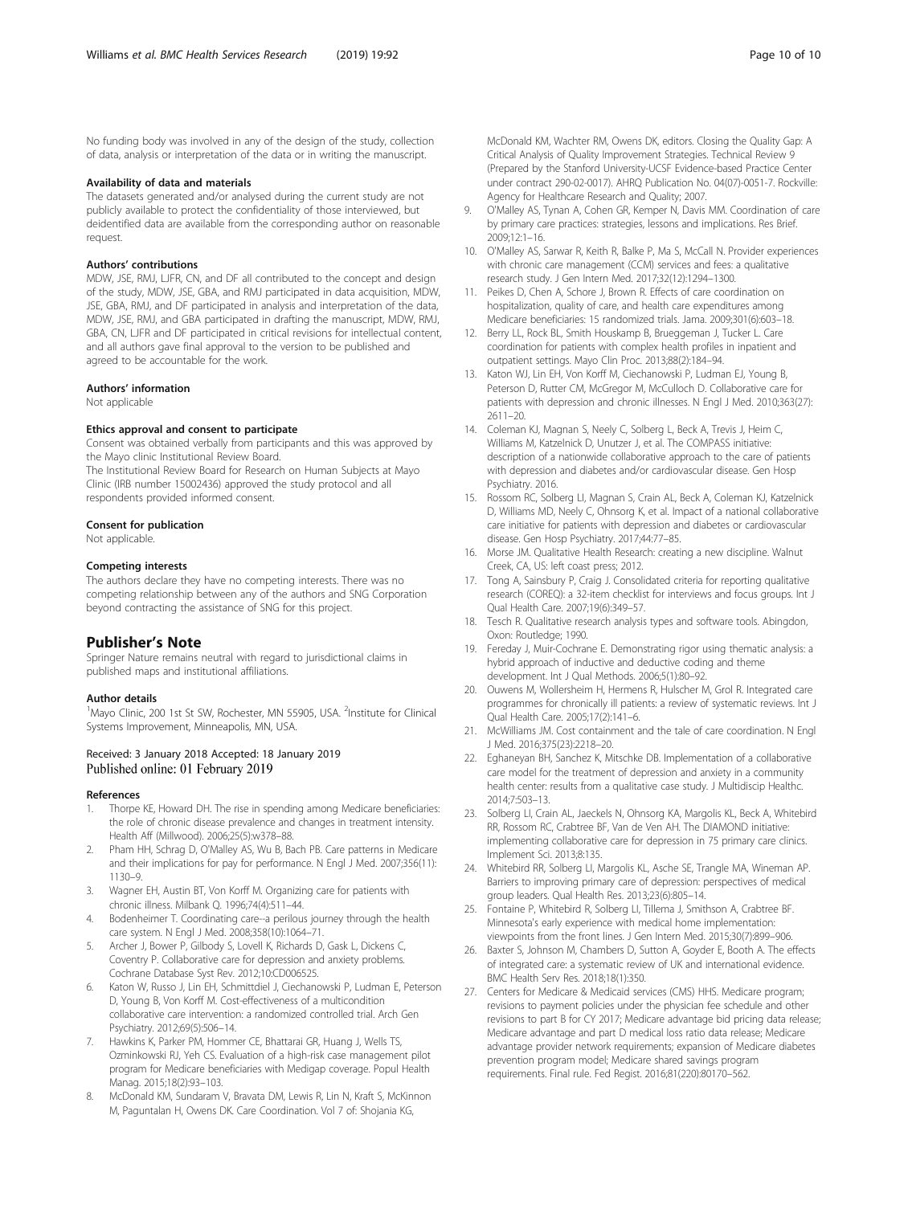No funding body was involved in any of the design of the study, collection of data, analysis or interpretation of the data or in writing the manuscript.

#### Availability of data and materials

The datasets generated and/or analysed during the current study are not publicly available to protect the confidentiality of those interviewed, but deidentified data are available from the corresponding author on reasonable request.

#### Authors' contributions

MDW, JSE, RMJ, LJFR, CN, and DF all contributed to the concept and design of the study, MDW, JSE, GBA, and RMJ participated in data acquisition, MDW, JSE, GBA, RMJ, and DF participated in analysis and interpretation of the data, MDW, JSE, RMJ, and GBA participated in drafting the manuscript, MDW, RMJ, GBA, CN, LJFR and DF participated in critical revisions for intellectual content, and all authors gave final approval to the version to be published and agreed to be accountable for the work.

#### Authors' information

Not applicable

#### Ethics approval and consent to participate

Consent was obtained verbally from participants and this was approved by the Mayo clinic Institutional Review Board.

The Institutional Review Board for Research on Human Subjects at Mayo Clinic (IRB number 15002436) approved the study protocol and all respondents provided informed consent.

#### Consent for publication

Not applicable.

#### Competing interests

The authors declare they have no competing interests. There was no competing relationship between any of the authors and SNG Corporation beyond contracting the assistance of SNG for this project.

## Publisher's Note

Springer Nature remains neutral with regard to jurisdictional claims in published maps and institutional affiliations.

#### Author details

[1]Mayo Clinic, 200 1st St SW, Rochester, MN 55905, USA. [2]Institute for Clinical Systems Improvement, Minneapolis, MN, USA.

Received: 3 January 2018 Accepted: 18 January 2019
Published online: 01 February 2019

#### References

1. Thorpe KE, Howard DH. The rise in spending among Medicare beneficiaries: the role of chronic disease prevalence and changes in treatment intensity. Health Aff (Millwood). 2006;25(5):w378–88.
2. Pham HH, Schrag D, O'Malley AS, Wu B, Bach PB. Care patterns in Medicare and their implications for pay for performance. N Engl J Med. 2007;356(11): 1130–9.
3. Wagner EH, Austin BT, Von Korff M. Organizing care for patients with chronic illness. Milbank Q. 1996;74(4):511–44.
4. Bodenheimer T. Coordinating care--a perilous journey through the health care system. N Engl J Med. 2008;358(10):1064–71.
5. Archer J, Bower P, Gilbody S, Lovell K, Richards D, Gask L, Dickens C, Coventry P. Collaborative care for depression and anxiety problems. Cochrane Database Syst Rev. 2012;10:CD006525.
6. Katon W, Russo J, Lin EH, Schmittdiel J, Ciechanowski P, Ludman E, Peterson D, Young B, Von Korff M. Cost-effectiveness of a multicondition collaborative care intervention: a randomized controlled trial. Arch Gen Psychiatry. 2012;69(5):506–14.
7. Hawkins K, Parker PM, Hommer CE, Bhattarai GR, Huang J, Wells TS, Ozminkowski RJ, Yeh CS. Evaluation of a high-risk case management pilot program for Medicare beneficiaries with Medigap coverage. Popul Health Manag. 2015;18(2):93–103.
8. McDonald KM, Sundaram V, Bravata DM, Lewis R, Lin N, Kraft S, McKinnon M, Paguntalan H, Owens DK. Care Coordination. Vol 7 of: Shojania KG, McDonald KM, Wachter RM, Owens DK, editors. Closing the Quality Gap: A Critical Analysis of Quality Improvement Strategies. Technical Review 9 (Prepared by the Stanford University-UCSF Evidence-based Practice Center under contract 290-02-0017). AHRQ Publication No. 04(07)-0051-7. Rockville: Agency for Healthcare Research and Quality; 2007.
9. O'Malley AS, Tynan A, Cohen GR, Kemper N, Davis MM. Coordination of care by primary care practices: strategies, lessons and implications. Res Brief. 2009;12:1–16.
10. O'Malley AS, Sarwar R, Keith R, Balke P, Ma S, McCall N. Provider experiences with chronic care management (CCM) services and fees: a qualitative research study. J Gen Intern Med. 2017;32(12):1294–1300.
11. Peikes D, Chen A, Schore J, Brown R. Effects of care coordination on hospitalization, quality of care, and health care expenditures among Medicare beneficiaries: 15 randomized trials. Jama. 2009;301(6):603–18.
12. Berry LL, Rock BL, Smith Houskamp B, Brueggeman J, Tucker L. Care coordination for patients with complex health profiles in inpatient and outpatient settings. Mayo Clin Proc. 2013;88(2):184–94.
13. Katon WJ, Lin EH, Von Korff M, Ciechanowski P, Ludman EJ, Young B, Peterson D, Rutter CM, McGregor M, McCulloch D. Collaborative care for patients with depression and chronic illnesses. N Engl J Med. 2010;363(27): 2611–20.
14. Coleman KJ, Magnan S, Neely C, Solberg L, Beck A, Trevis J, Heim C, Williams M, Katzelnick D, Unutzer J, et al. The COMPASS initiative: description of a nationwide collaborative approach to the care of patients with depression and diabetes and/or cardiovascular disease. Gen Hosp Psychiatry. 2016.
15. Rossom RC, Solberg LI, Magnan S, Crain AL, Beck A, Coleman KJ, Katzelnick D, Williams MD, Neely C, Ohnsorg K, et al. Impact of a national collaborative care initiative for patients with depression and diabetes or cardiovascular disease. Gen Hosp Psychiatry. 2017;44:77–85.
16. Morse JM. Qualitative Health Research: creating a new discipline. Walnut Creek, CA, US: left coast press; 2012.
17. Tong A, Sainsbury P, Craig J. Consolidated criteria for reporting qualitative research (COREQ): a 32-item checklist for interviews and focus groups. Int J Qual Health Care. 2007;19(6):349–57.
18. Tesch R. Qualitative research analysis types and software tools. Abingdon, Oxon: Routledge; 1990.
19. Fereday J, Muir-Cochrane E. Demonstrating rigor using thematic analysis: a hybrid approach of inductive and deductive coding and theme development. Int J Qual Methods. 2006;5(1):80–92.
20. Ouwens M, Wollersheim H, Hermens R, Hulscher M, Grol R. Integrated care programmes for chronically ill patients: a review of systematic reviews. Int J Qual Health Care. 2005;17(2):141–6.
21. McWilliams JM. Cost containment and the tale of care coordination. N Engl J Med. 2016;375(23):2218–20.
22. Eghaneyan BH, Sanchez K, Mitschke DB. Implementation of a collaborative care model for the treatment of depression and anxiety in a community health center: results from a qualitative case study. J Multidiscip Healthc. 2014;7:503–13.
23. Solberg LI, Crain AL, Jaeckels N, Ohnsorg KA, Margolis KL, Beck A, Whitebird RR, Rossom RC, Crabtree BF, Van de Ven AH. The DIAMOND initiative: implementing collaborative care for depression in 75 primary care clinics. Implement Sci. 2013;8:135.
24. Whitebird RR, Solberg LI, Margolis KL, Asche SE, Trangle MA, Wineman AP. Barriers to improving primary care of depression: perspectives of medical group leaders. Qual Health Res. 2013;23(6):805–14.
25. Fontaine P, Whitebird R, Solberg LI, Tillema J, Smithson A, Crabtree BF. Minnesota's early experience with medical home implementation: viewpoints from the front lines. J Gen Intern Med. 2015;30(7):899–906.
26. Baxter S, Johnson M, Chambers D, Sutton A, Goyder E, Booth A. The effects of integrated care: a systematic review of UK and international evidence. BMC Health Serv Res. 2018;18(1):350.
27. Centers for Medicare & Medicaid services (CMS) HHS. Medicare program; revisions to payment policies under the physician fee schedule and other revisions to part B for CY 2017; Medicare advantage bid pricing data release; Medicare advantage and part D medical loss ratio data release; Medicare advantage provider network requirements; expansion of Medicare diabetes prevention program model; Medicare shared savings program requirements. Final rule. Fed Regist. 2016;81(220):80170–562.